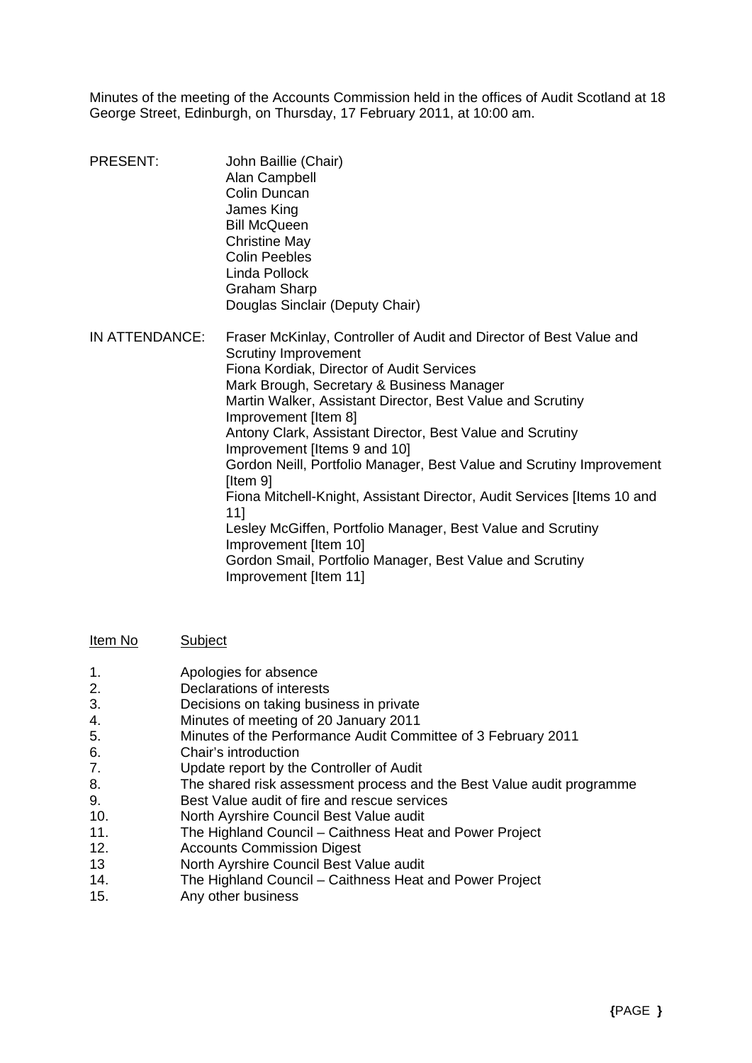Minutes of the meeting of the Accounts Commission held in the offices of Audit Scotland at 18 George Street, Edinburgh, on Thursday, 17 February 2011, at 10:00 am.

| | |
|---|---|
| PRESENT: | John Baillie (Chair)<br>Alan Campbell<br>Colin Duncan<br>James King<br>Bill McQueen<br>Christine May<br>Colin Peebles<br>Linda Pollock<br>Graham Sharp<br>Douglas Sinclair (Deputy Chair) |
| IN ATTENDANCE: | Fraser McKinlay, Controller of Audit and Director of Best Value and Scrutiny Improvement<br>Fiona Kordiak, Director of Audit Services<br>Mark Brough, Secretary & Business Manager<br>Martin Walker, Assistant Director, Best Value and Scrutiny Improvement [Item 8]<br>Antony Clark, Assistant Director, Best Value and Scrutiny Improvement [Items 9 and 10]<br>Gordon Neill, Portfolio Manager, Best Value and Scrutiny Improvement [Item 9]<br>Fiona Mitchell-Knight, Assistant Director, Audit Services [Items 10 and 11]<br>Lesley McGiffen, Portfolio Manager, Best Value and Scrutiny Improvement [Item 10]<br>Gordon Smail, Portfolio Manager, Best Value and Scrutiny Improvement [Item 11] |

| Item No | Subject |
|---|---|
| 1. | Apologies for absence |
| 2. | Declarations of interests |
| 3. | Decisions on taking business in private |
| 4. | Minutes of meeting of 20 January 2011 |
| 5. | Minutes of the Performance Audit Committee of 3 February 2011 |
| 6. | Chair's introduction |
| 7. | Update report by the Controller of Audit |
| 8. | The shared risk assessment process and the Best Value audit programme |
| 9. | Best Value audit of fire and rescue services |
| 10. | North Ayrshire Council Best Value audit |
| 11. | The Highland Council – Caithness Heat and Power Project |
| 12. | Accounts Commission Digest |
| 13 | North Ayrshire Council Best Value audit |
| 14. | The Highland Council – Caithness Heat and Power Project |
| 15. | Any other business |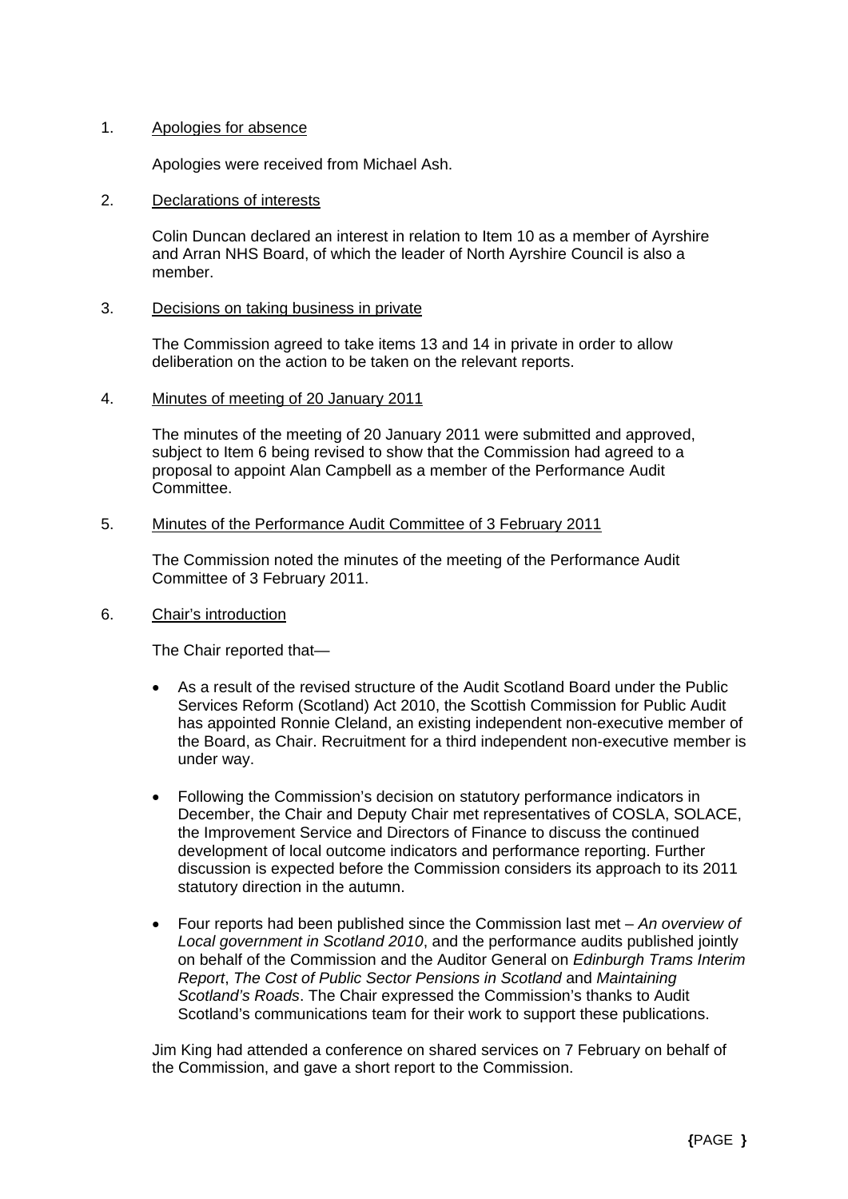1. Apologies for absence

   Apologies were received from Michael Ash.

2. Declarations of interests

   Colin Duncan declared an interest in relation to Item 10 as a member of Ayrshire and Arran NHS Board, of which the leader of North Ayrshire Council is also a member.

3. Decisions on taking business in private

   The Commission agreed to take items 13 and 14 in private in order to allow deliberation on the action to be taken on the relevant reports.

4. Minutes of meeting of 20 January 2011

   The minutes of the meeting of 20 January 2011 were submitted and approved, subject to Item 6 being revised to show that the Commission had agreed to a proposal to appoint Alan Campbell as a member of the Performance Audit Committee.

5. Minutes of the Performance Audit Committee of 3 February 2011

   The Commission noted the minutes of the meeting of the Performance Audit Committee of 3 February 2011.

6. Chair's introduction

   The Chair reported that—

   - As a result of the revised structure of the Audit Scotland Board under the Public Services Reform (Scotland) Act 2010, the Scottish Commission for Public Audit has appointed Ronnie Cleland, an existing independent non-executive member of the Board, as Chair. Recruitment for a third independent non-executive member is under way.

   - Following the Commission's decision on statutory performance indicators in December, the Chair and Deputy Chair met representatives of COSLA, SOLACE, the Improvement Service and Directors of Finance to discuss the continued development of local outcome indicators and performance reporting. Further discussion is expected before the Commission considers its approach to its 2011 statutory direction in the autumn.

   - Four reports had been published since the Commission last met – *An overview of Local government in Scotland 2010*, and the performance audits published jointly on behalf of the Commission and the Auditor General on *Edinburgh Trams Interim Report*, *The Cost of Public Sector Pensions in Scotland* and *Maintaining Scotland's Roads*. The Chair expressed the Commission's thanks to Audit Scotland's communications team for their work to support these publications.

   Jim King had attended a conference on shared services on 7 February on behalf of the Commission, and gave a short report to the Commission.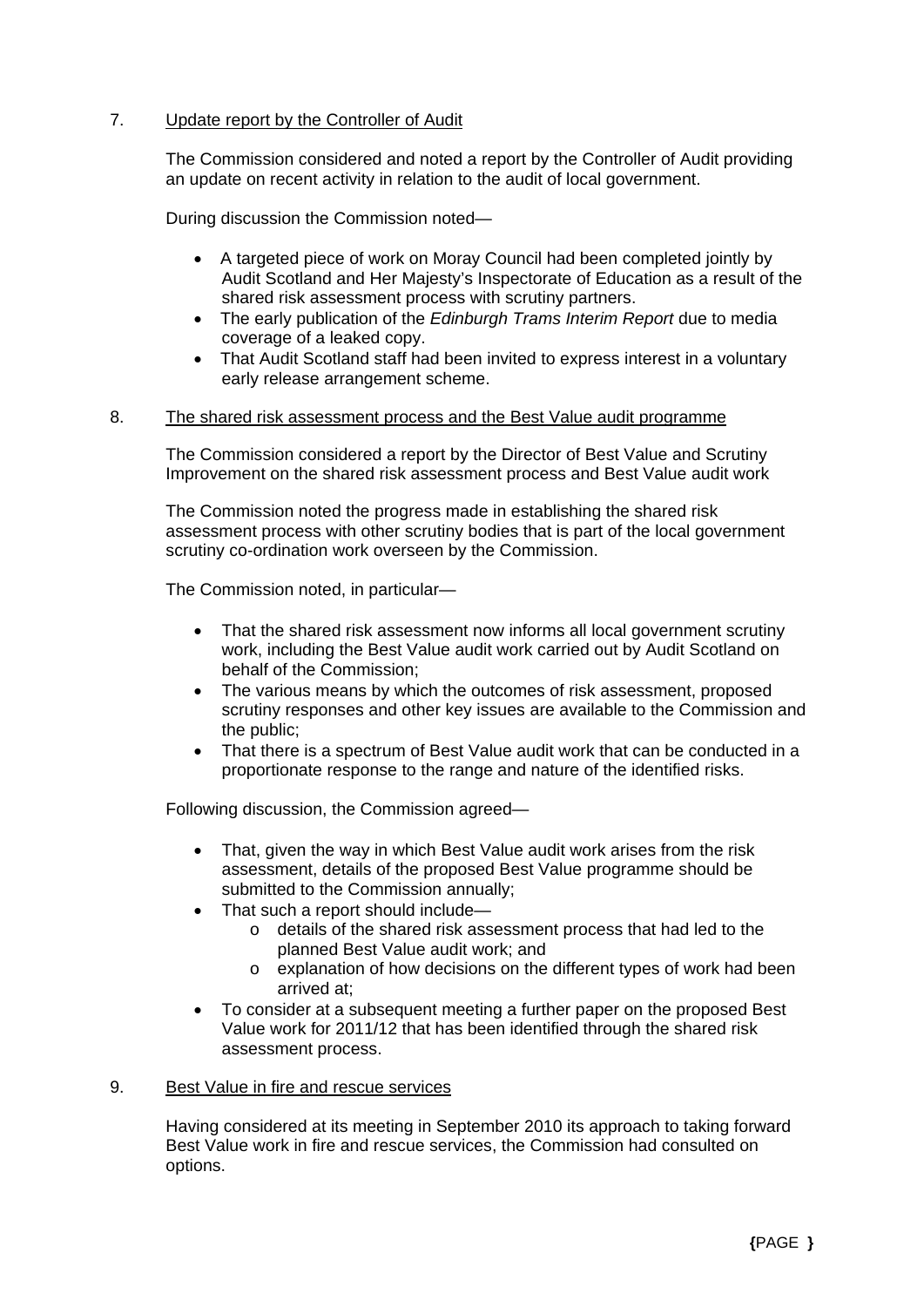7. Update report by the Controller of Audit

The Commission considered and noted a report by the Controller of Audit providing an update on recent activity in relation to the audit of local government.

During discussion the Commission noted—

- A targeted piece of work on Moray Council had been completed jointly by Audit Scotland and Her Majesty's Inspectorate of Education as a result of the shared risk assessment process with scrutiny partners.
- The early publication of the *Edinburgh Trams Interim Report* due to media coverage of a leaked copy.
- That Audit Scotland staff had been invited to express interest in a voluntary early release arrangement scheme.

8. The shared risk assessment process and the Best Value audit programme

The Commission considered a report by the Director of Best Value and Scrutiny Improvement on the shared risk assessment process and Best Value audit work

The Commission noted the progress made in establishing the shared risk assessment process with other scrutiny bodies that is part of the local government scrutiny co-ordination work overseen by the Commission.

The Commission noted, in particular—

- That the shared risk assessment now informs all local government scrutiny work, including the Best Value audit work carried out by Audit Scotland on behalf of the Commission;
- The various means by which the outcomes of risk assessment, proposed scrutiny responses and other key issues are available to the Commission and the public;
- That there is a spectrum of Best Value audit work that can be conducted in a proportionate response to the range and nature of the identified risks.

Following discussion, the Commission agreed—

- That, given the way in which Best Value audit work arises from the risk assessment, details of the proposed Best Value programme should be submitted to the Commission annually;
- That such a report should include—
  - details of the shared risk assessment process that had led to the planned Best Value audit work; and
  - explanation of how decisions on the different types of work had been arrived at;
- To consider at a subsequent meeting a further paper on the proposed Best Value work for 2011/12 that has been identified through the shared risk assessment process.

9. Best Value in fire and rescue services

Having considered at its meeting in September 2010 its approach to taking forward Best Value work in fire and rescue services, the Commission had consulted on options.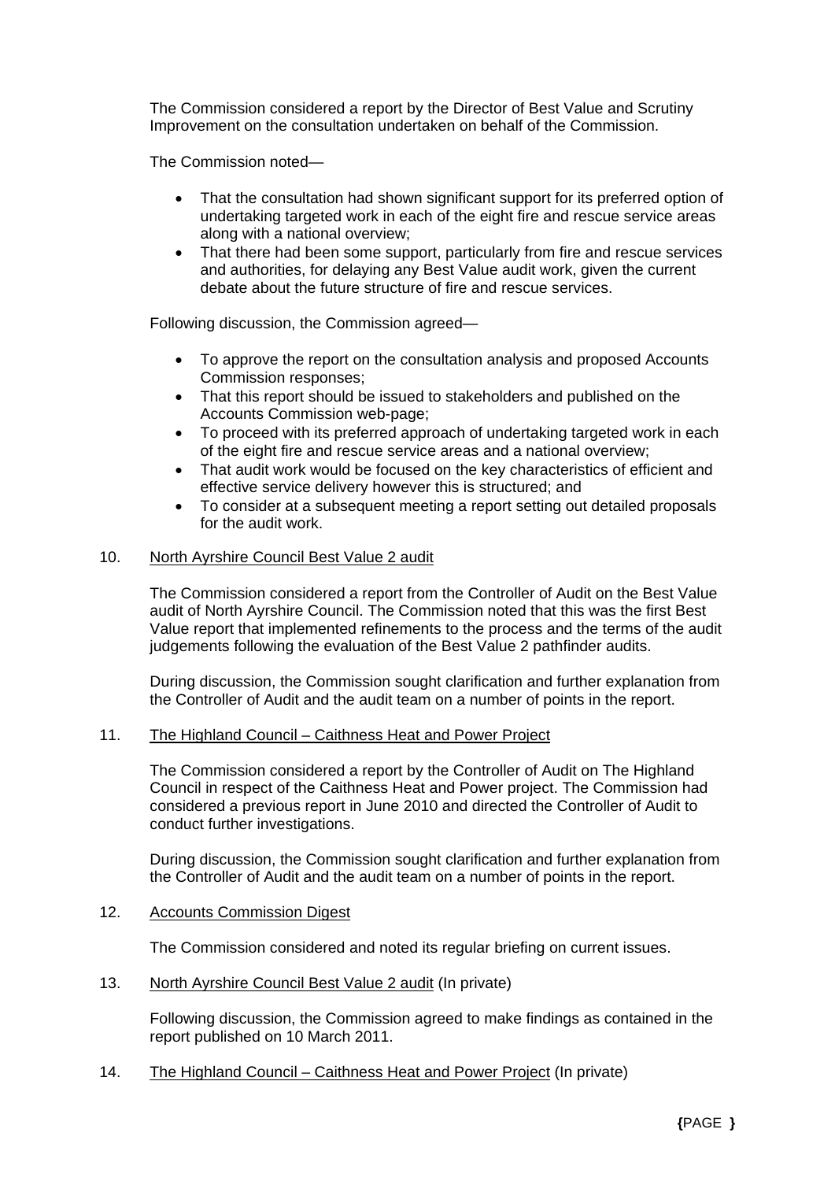The Commission considered a report by the Director of Best Value and Scrutiny Improvement on the consultation undertaken on behalf of the Commission.

The Commission noted—

- That the consultation had shown significant support for its preferred option of undertaking targeted work in each of the eight fire and rescue service areas along with a national overview;
- That there had been some support, particularly from fire and rescue services and authorities, for delaying any Best Value audit work, given the current debate about the future structure of fire and rescue services.

Following discussion, the Commission agreed—

- To approve the report on the consultation analysis and proposed Accounts Commission responses;
- That this report should be issued to stakeholders and published on the Accounts Commission web-page;
- To proceed with its preferred approach of undertaking targeted work in each of the eight fire and rescue service areas and a national overview;
- That audit work would be focused on the key characteristics of efficient and effective service delivery however this is structured; and
- To consider at a subsequent meeting a report setting out detailed proposals for the audit work.

10. North Ayrshire Council Best Value 2 audit

The Commission considered a report from the Controller of Audit on the Best Value audit of North Ayrshire Council. The Commission noted that this was the first Best Value report that implemented refinements to the process and the terms of the audit judgements following the evaluation of the Best Value 2 pathfinder audits.

During discussion, the Commission sought clarification and further explanation from the Controller of Audit and the audit team on a number of points in the report.

11. The Highland Council – Caithness Heat and Power Project

The Commission considered a report by the Controller of Audit on The Highland Council in respect of the Caithness Heat and Power project. The Commission had considered a previous report in June 2010 and directed the Controller of Audit to conduct further investigations.

During discussion, the Commission sought clarification and further explanation from the Controller of Audit and the audit team on a number of points in the report.

12. Accounts Commission Digest

The Commission considered and noted its regular briefing on current issues.

13. North Ayrshire Council Best Value 2 audit (In private)

Following discussion, the Commission agreed to make findings as contained in the report published on 10 March 2011.

14. The Highland Council – Caithness Heat and Power Project (In private)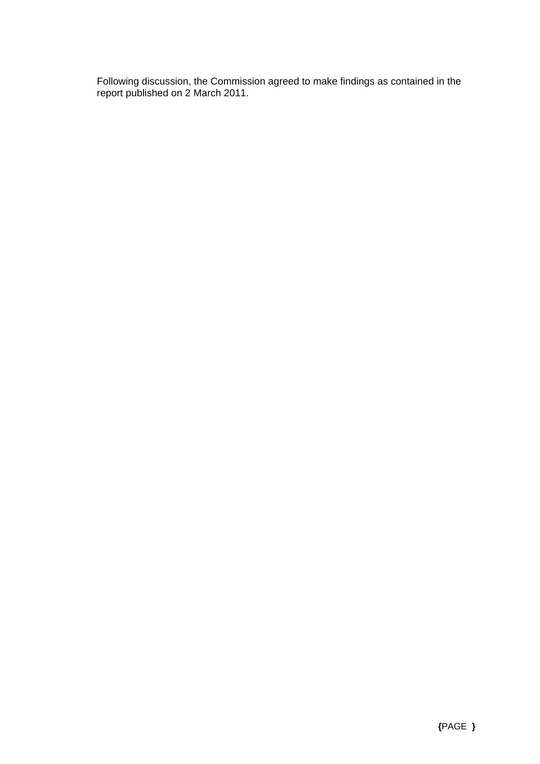Following discussion, the Commission agreed to make findings as contained in the report published on 2 March 2011.